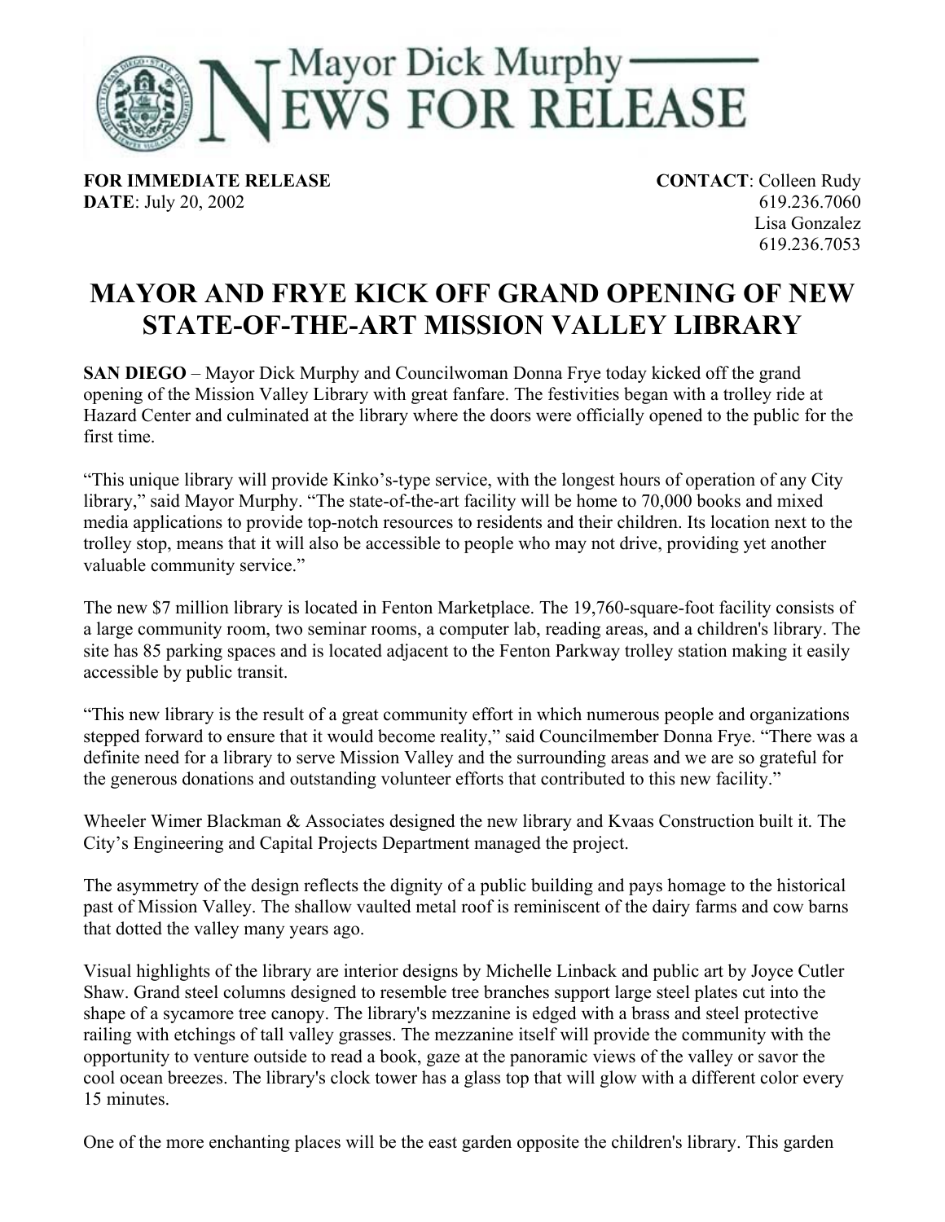# Mayor Dick Murphy NEWS FOR RELEASE

**FOR IMMEDIATE RELEASE**
**DATE**: July 20, 2002

**CONTACT**: Colleen Rudy
619.236.7060
Lisa Gonzalez
619.236.7053

## MAYOR AND FRYE KICK OFF GRAND OPENING OF NEW STATE-OF-THE-ART MISSION VALLEY LIBRARY

**SAN DIEGO** – Mayor Dick Murphy and Councilwoman Donna Frye today kicked off the grand opening of the Mission Valley Library with great fanfare. The festivities began with a trolley ride at Hazard Center and culminated at the library where the doors were officially opened to the public for the first time.

"This unique library will provide Kinko's-type service, with the longest hours of operation of any City library," said Mayor Murphy. "The state-of-the-art facility will be home to 70,000 books and mixed media applications to provide top-notch resources to residents and their children. Its location next to the trolley stop, means that it will also be accessible to people who may not drive, providing yet another valuable community service."

The new $7 million library is located in Fenton Marketplace. The 19,760-square-foot facility consists of a large community room, two seminar rooms, a computer lab, reading areas, and a children's library. The site has 85 parking spaces and is located adjacent to the Fenton Parkway trolley station making it easily accessible by public transit.

"This new library is the result of a great community effort in which numerous people and organizations stepped forward to ensure that it would become reality," said Councilmember Donna Frye. "There was a definite need for a library to serve Mission Valley and the surrounding areas and we are so grateful for the generous donations and outstanding volunteer efforts that contributed to this new facility."

Wheeler Wimer Blackman & Associates designed the new library and Kvaas Construction built it. The City's Engineering and Capital Projects Department managed the project.

The asymmetry of the design reflects the dignity of a public building and pays homage to the historical past of Mission Valley. The shallow vaulted metal roof is reminiscent of the dairy farms and cow barns that dotted the valley many years ago.

Visual highlights of the library are interior designs by Michelle Linback and public art by Joyce Cutler Shaw. Grand steel columns designed to resemble tree branches support large steel plates cut into the shape of a sycamore tree canopy. The library's mezzanine is edged with a brass and steel protective railing with etchings of tall valley grasses. The mezzanine itself will provide the community with the opportunity to venture outside to read a book, gaze at the panoramic views of the valley or savor the cool ocean breezes. The library's clock tower has a glass top that will glow with a different color every 15 minutes.

One of the more enchanting places will be the east garden opposite the children's library. This garden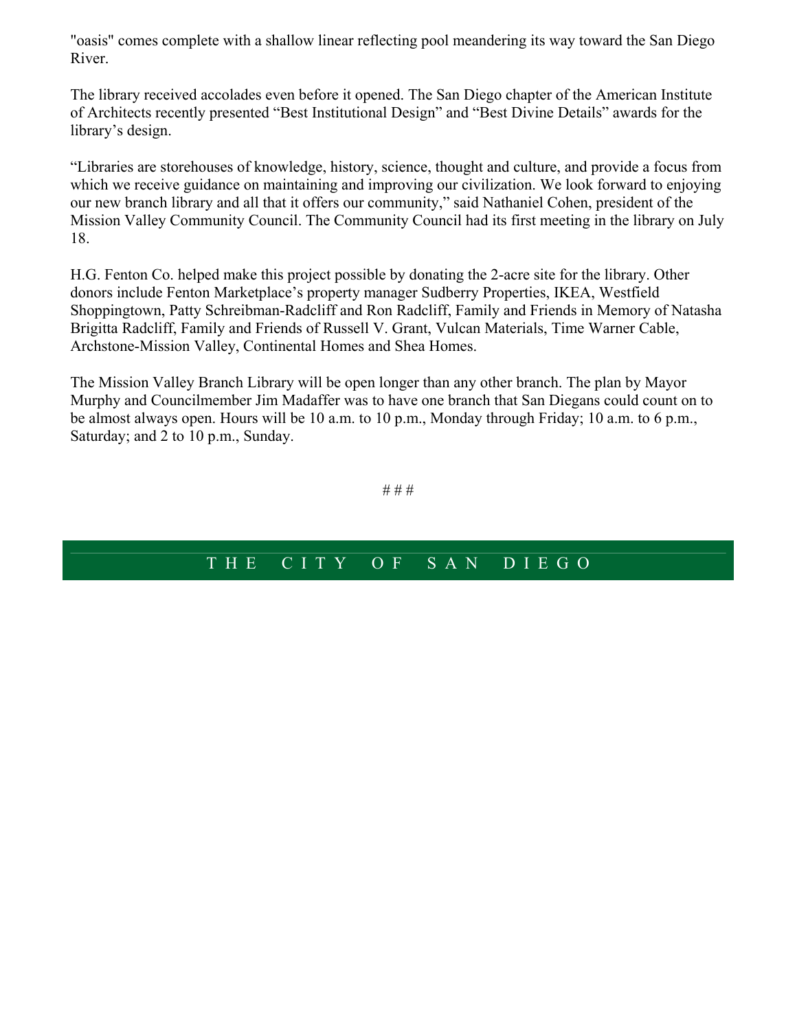"oasis" comes complete with a shallow linear reflecting pool meandering its way toward the San Diego River.

The library received accolades even before it opened. The San Diego chapter of the American Institute of Architects recently presented "Best Institutional Design" and "Best Divine Details" awards for the library's design.

"Libraries are storehouses of knowledge, history, science, thought and culture, and provide a focus from which we receive guidance on maintaining and improving our civilization. We look forward to enjoying our new branch library and all that it offers our community," said Nathaniel Cohen, president of the Mission Valley Community Council. The Community Council had its first meeting in the library on July 18.

H.G. Fenton Co. helped make this project possible by donating the 2-acre site for the library. Other donors include Fenton Marketplace's property manager Sudberry Properties, IKEA, Westfield Shoppingtown, Patty Schreibman-Radcliff and Ron Radcliff, Family and Friends in Memory of Natasha Brigitta Radcliff, Family and Friends of Russell V. Grant, Vulcan Materials, Time Warner Cable, Archstone-Mission Valley, Continental Homes and Shea Homes.

The Mission Valley Branch Library will be open longer than any other branch. The plan by Mayor Murphy and Councilmember Jim Madaffer was to have one branch that San Diegans could count on to be almost always open. Hours will be 10 a.m. to 10 p.m., Monday through Friday; 10 a.m. to 6 p.m., Saturday; and 2 to 10 p.m., Sunday.

# # #

THE CITY OF SAN DIEGO